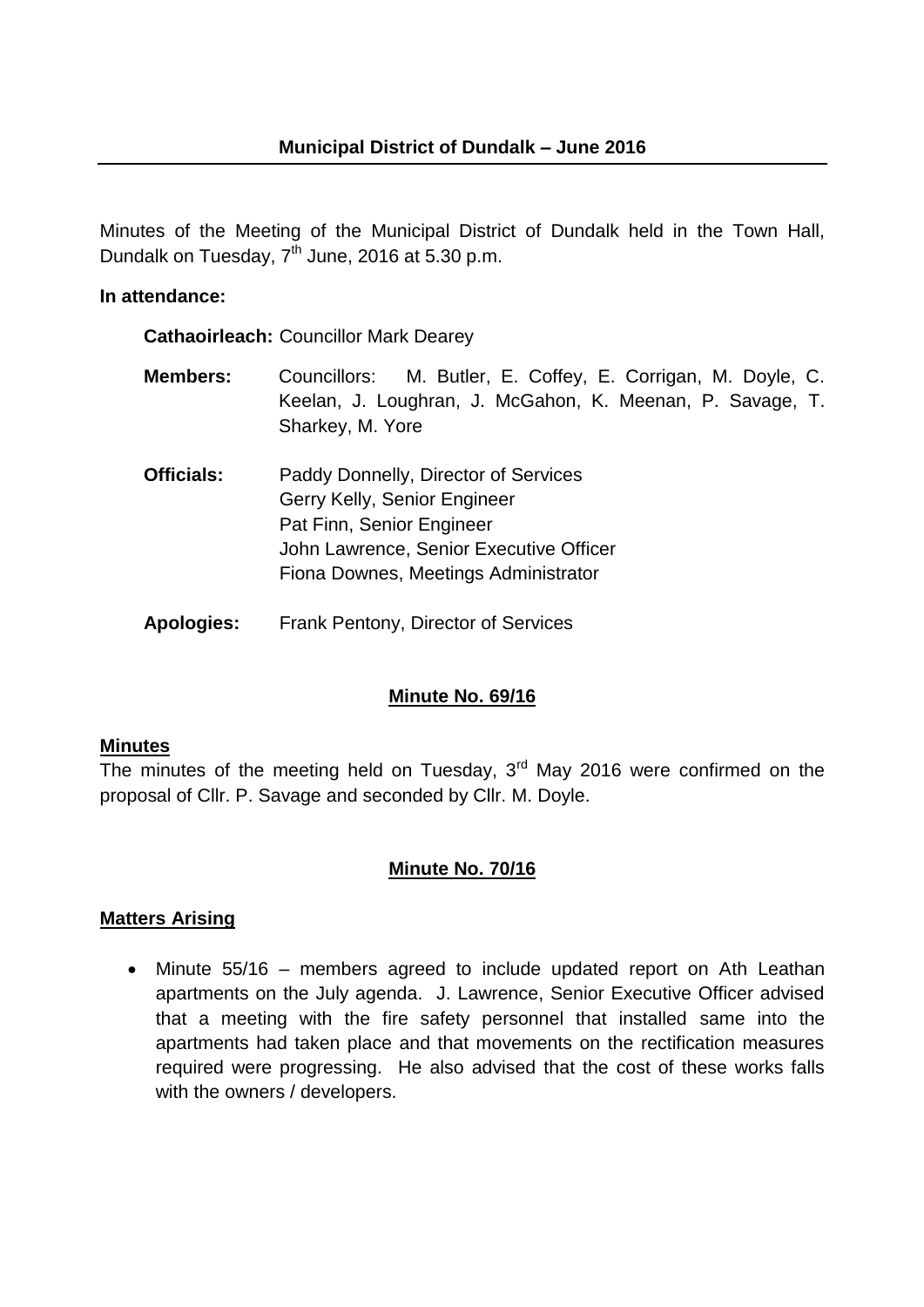# Municipal District of Dundalk – June 2016

Minutes of the Meeting of the Municipal District of Dundalk held in the Town Hall, Dundalk on Tuesday, 7th June, 2016 at 5.30 p.m.

**In attendance:**

**Cathaoirleach:** Councillor Mark Dearey

**Members:** Councillors: M. Butler, E. Coffey, E. Corrigan, M. Doyle, C. Keelan, J. Loughran, J. McGahon, K. Meenan, P. Savage, T. Sharkey, M. Yore

**Officials:** Paddy Donnelly, Director of Services
Gerry Kelly, Senior Engineer
Pat Finn, Senior Engineer
John Lawrence, Senior Executive Officer
Fiona Downes, Meetings Administrator

**Apologies:** Frank Pentony, Director of Services

## Minute No. 69/16

### Minutes

The minutes of the meeting held on Tuesday, 3rd May 2016 were confirmed on the proposal of Cllr. P. Savage and seconded by Cllr. M. Doyle.

## Minute No. 70/16

### Matters Arising

- Minute 55/16 – members agreed to include updated report on Ath Leathan apartments on the July agenda. J. Lawrence, Senior Executive Officer advised that a meeting with the fire safety personnel that installed same into the apartments had taken place and that movements on the rectification measures required were progressing. He also advised that the cost of these works falls with the owners / developers.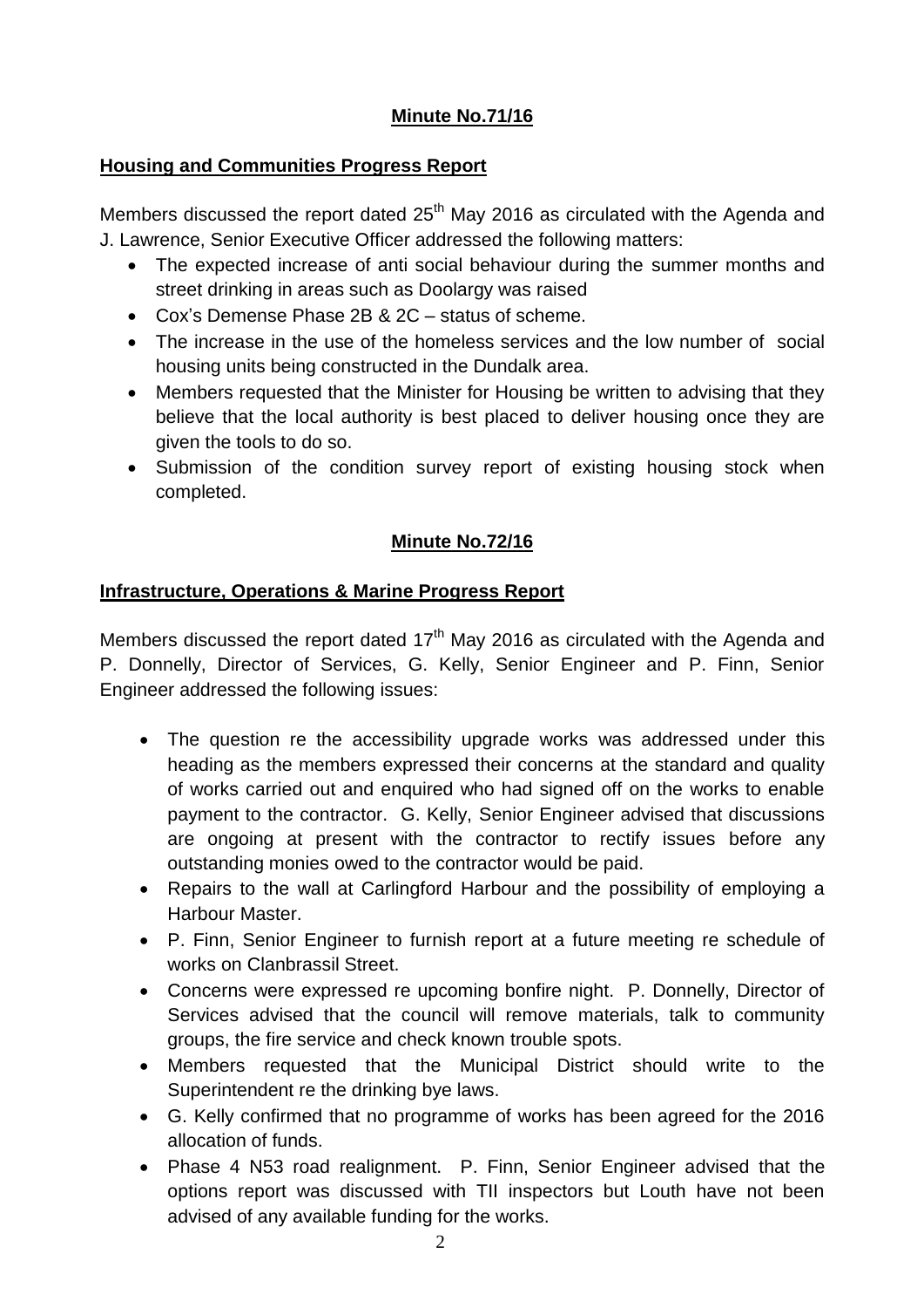**Minute No.71/16**

**Housing and Communities Progress Report**

Members discussed the report dated 25th May 2016 as circulated with the Agenda and J. Lawrence, Senior Executive Officer addressed the following matters:

- The expected increase of anti social behaviour during the summer months and street drinking in areas such as Doolargy was raised
- Cox's Demense Phase 2B & 2C – status of scheme.
- The increase in the use of the homeless services and the low number of social housing units being constructed in the Dundalk area.
- Members requested that the Minister for Housing be written to advising that they believe that the local authority is best placed to deliver housing once they are given the tools to do so.
- Submission of the condition survey report of existing housing stock when completed.

**Minute No.72/16**

**Infrastructure, Operations & Marine Progress Report**

Members discussed the report dated 17th May 2016 as circulated with the Agenda and P. Donnelly, Director of Services, G. Kelly, Senior Engineer and P. Finn, Senior Engineer addressed the following issues:

- The question re the accessibility upgrade works was addressed under this heading as the members expressed their concerns at the standard and quality of works carried out and enquired who had signed off on the works to enable payment to the contractor. G. Kelly, Senior Engineer advised that discussions are ongoing at present with the contractor to rectify issues before any outstanding monies owed to the contractor would be paid.
- Repairs to the wall at Carlingford Harbour and the possibility of employing a Harbour Master.
- P. Finn, Senior Engineer to furnish report at a future meeting re schedule of works on Clanbrassil Street.
- Concerns were expressed re upcoming bonfire night. P. Donnelly, Director of Services advised that the council will remove materials, talk to community groups, the fire service and check known trouble spots.
- Members requested that the Municipal District should write to the Superintendent re the drinking bye laws.
- G. Kelly confirmed that no programme of works has been agreed for the 2016 allocation of funds.
- Phase 4 N53 road realignment. P. Finn, Senior Engineer advised that the options report was discussed with TII inspectors but Louth have not been advised of any available funding for the works.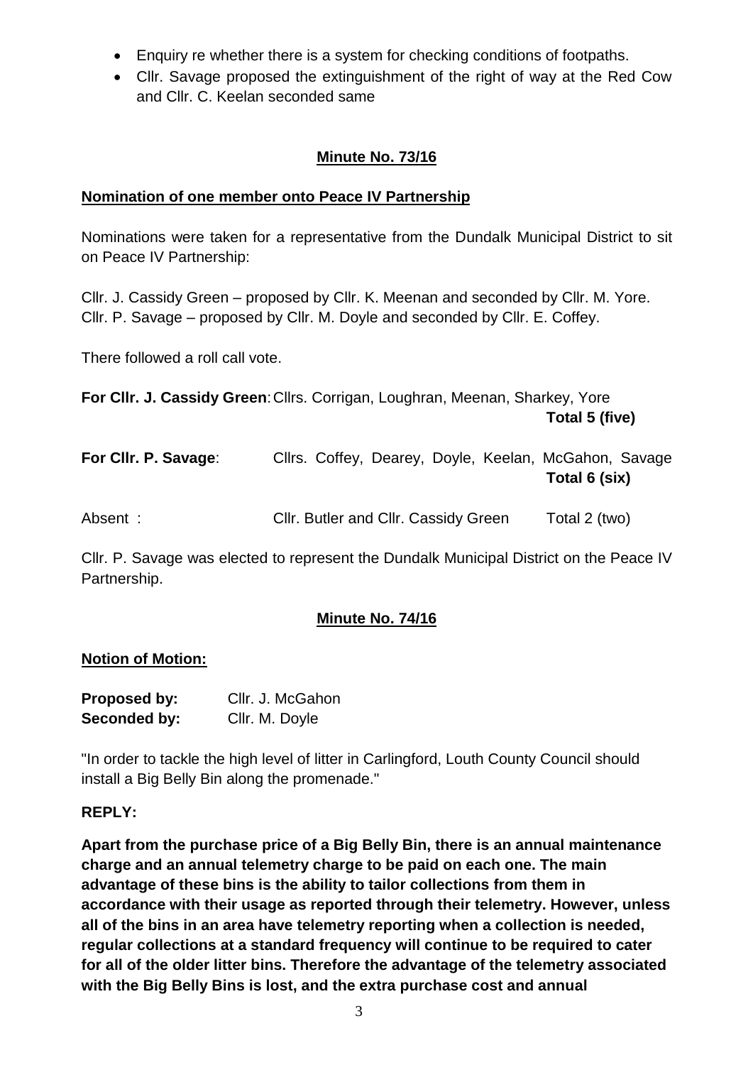- Enquiry re whether there is a system for checking conditions of footpaths.
- Cllr. Savage proposed the extinguishment of the right of way at the Red Cow and Cllr. C. Keelan seconded same

## Minute No. 73/16

**Nomination of one member onto Peace IV Partnership**

Nominations were taken for a representative from the Dundalk Municipal District to sit on Peace IV Partnership:

Cllr. J. Cassidy Green – proposed by Cllr. K. Meenan and seconded by Cllr. M. Yore.
Cllr. P. Savage – proposed by Cllr. M. Doyle and seconded by Cllr. E. Coffey.

There followed a roll call vote.

**For Cllr. J. Cassidy Green**: Cllrs. Corrigan, Loughran, Meenan, Sharkey, Yore **Total 5 (five)**

**For Cllr. P. Savage**: Cllrs. Coffey, Dearey, Doyle, Keelan, McGahon, Savage **Total 6 (six)**

Absent : Cllr. Butler and Cllr. Cassidy Green Total 2 (two)

Cllr. P. Savage was elected to represent the Dundalk Municipal District on the Peace IV Partnership.

## Minute No. 74/16

**Notion of Motion:**

**Proposed by:** Cllr. J. McGahon
**Seconded by:** Cllr. M. Doyle

"In order to tackle the high level of litter in Carlingford, Louth County Council should install a Big Belly Bin along the promenade."

**REPLY:**

**Apart from the purchase price of a Big Belly Bin, there is an annual maintenance charge and an annual telemetry charge to be paid on each one. The main advantage of these bins is the ability to tailor collections from them in accordance with their usage as reported through their telemetry. However, unless all of the bins in an area have telemetry reporting when a collection is needed, regular collections at a standard frequency will continue to be required to cater for all of the older litter bins. Therefore the advantage of the telemetry associated with the Big Belly Bins is lost, and the extra purchase cost and annual**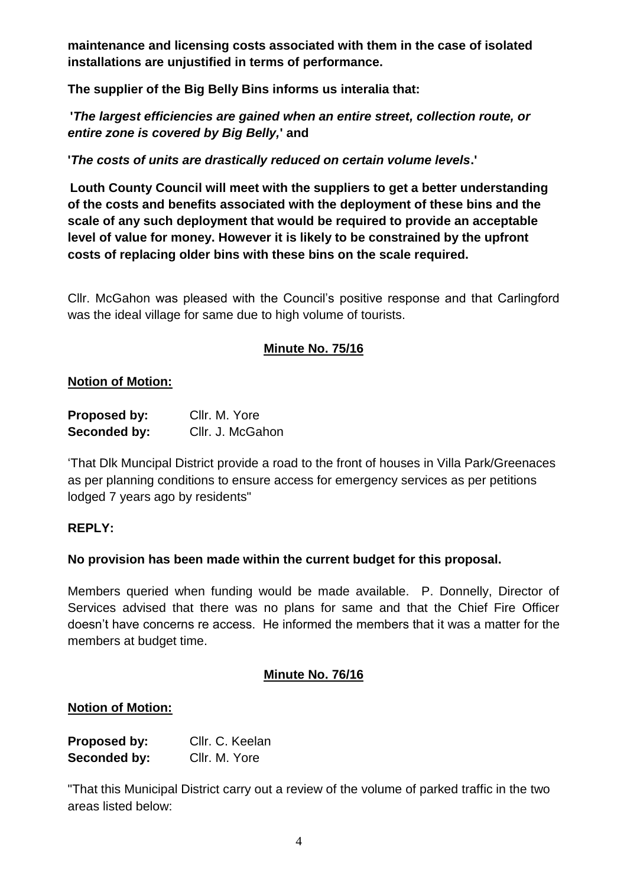**maintenance and licensing costs associated with them in the case of isolated installations are unjustified in terms of performance.**

**The supplier of the Big Belly Bins informs us interalia that:**

**'*The largest efficiencies are gained when an entire street, collection route, or entire zone is covered by Big Belly,*' and**

**'*The costs of units are drastically reduced on certain volume levels*.'**

**Louth County Council will meet with the suppliers to get a better understanding of the costs and benefits associated with the deployment of these bins and the scale of any such deployment that would be required to provide an acceptable level of value for money. However it is likely to be constrained by the upfront costs of replacing older bins with these bins on the scale required.**

Cllr. McGahon was pleased with the Council's positive response and that Carlingford was the ideal village for same due to high volume of tourists.

## Minute No. 75/16

**Notion of Motion:**

**Proposed by:** Cllr. M. Yore
**Seconded by:** Cllr. J. McGahon

'That Dlk Muncipal District provide a road to the front of houses in Villa Park/Greenaces as per planning conditions to ensure access for emergency services as per petitions lodged 7 years ago by residents"

**REPLY:**

**No provision has been made within the current budget for this proposal.**

Members queried when funding would be made available. P. Donnelly, Director of Services advised that there was no plans for same and that the Chief Fire Officer doesn't have concerns re access. He informed the members that it was a matter for the members at budget time.

## Minute No. 76/16

**Notion of Motion:**

**Proposed by:** Cllr. C. Keelan
**Seconded by:** Cllr. M. Yore

"That this Municipal District carry out a review of the volume of parked traffic in the two areas listed below: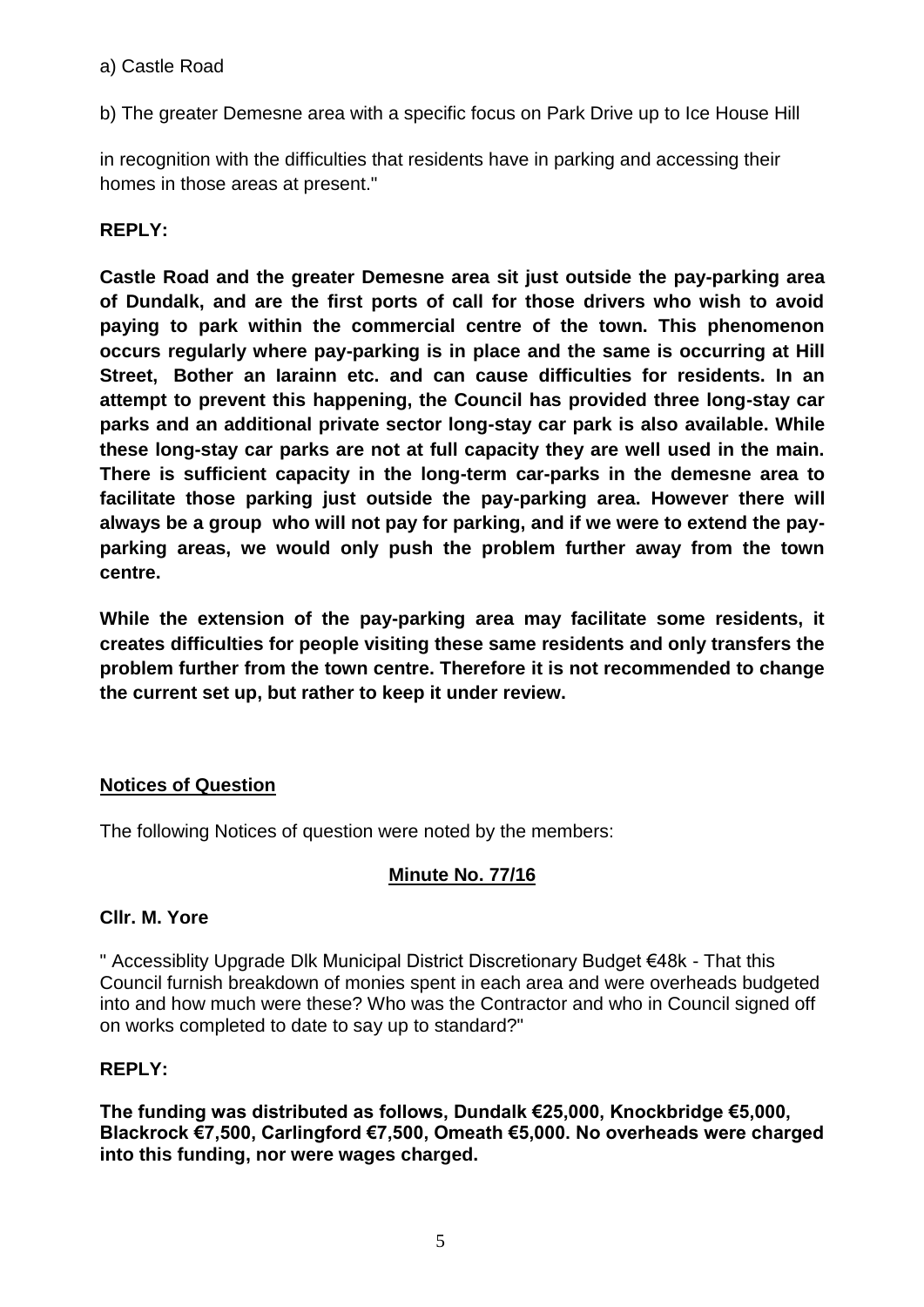a) Castle Road

b) The greater Demesne area with a specific focus on Park Drive up to Ice House Hill

in recognition with the difficulties that residents have in parking and accessing their homes in those areas at present."

**REPLY:**

**Castle Road and the greater Demesne area sit just outside the pay-parking area of Dundalk, and are the first ports of call for those drivers who wish to avoid paying to park within the commercial centre of the town. This phenomenon occurs regularly where pay-parking is in place and the same is occurring at Hill Street, Bother an Iarainn etc. and can cause difficulties for residents. In an attempt to prevent this happening, the Council has provided three long-stay car parks and an additional private sector long-stay car park is also available. While these long-stay car parks are not at full capacity they are well used in the main. There is sufficient capacity in the long-term car-parks in the demesne area to facilitate those parking just outside the pay-parking area. However there will always be a group who will not pay for parking, and if we were to extend the pay-parking areas, we would only push the problem further away from the town centre.**

**While the extension of the pay-parking area may facilitate some residents, it creates difficulties for people visiting these same residents and only transfers the problem further from the town centre. Therefore it is not recommended to change the current set up, but rather to keep it under review.**

**<u>Notices of Question</u>**

The following Notices of question were noted by the members:

**<u>Minute No. 77/16</u>**

**Cllr. M. Yore**

" Accessiblity Upgrade Dlk Municipal District Discretionary Budget €48k - That this Council furnish breakdown of monies spent in each area and were overheads budgeted into and how much were these? Who was the Contractor and who in Council signed off on works completed to date to say up to standard?"

**REPLY:**

**The funding was distributed as follows, Dundalk €25,000, Knockbridge €5,000, Blackrock €7,500, Carlingford €7,500, Omeath €5,000. No overheads were charged into this funding, nor were wages charged.**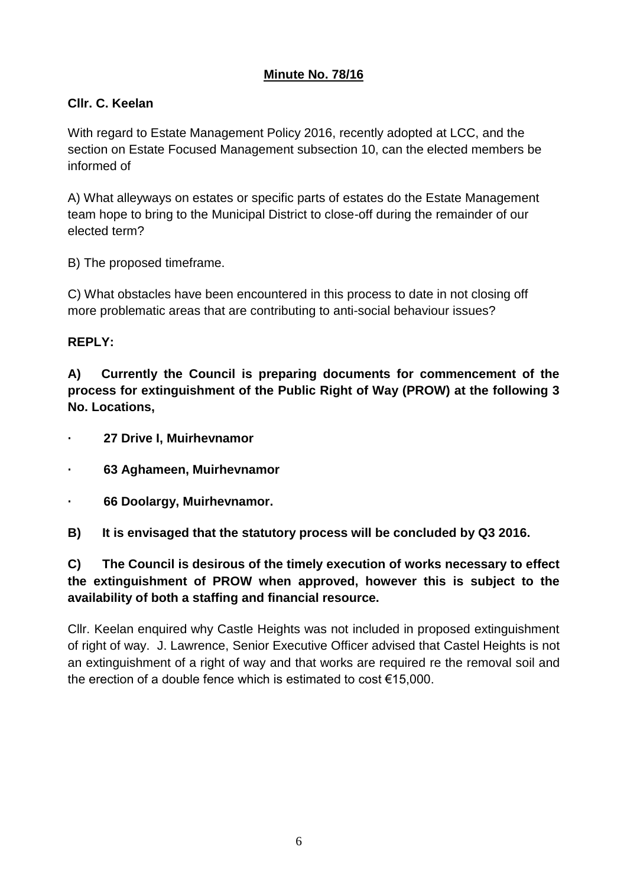**Minute No. 78/16**

**Cllr. C. Keelan**

With regard to Estate Management Policy 2016, recently adopted at LCC, and the section on Estate Focused Management subsection 10, can the elected members be informed of

A) What alleyways on estates or specific parts of estates do the Estate Management team hope to bring to the Municipal District to close-off during the remainder of our elected term?

B) The proposed timeframe.

C) What obstacles have been encountered in this process to date in not closing off more problematic areas that are contributing to anti-social behaviour issues?

**REPLY:**

**A) Currently the Council is preparing documents for commencement of the process for extinguishment of the Public Right of Way (PROW) at the following 3 No. Locations,**

- **27 Drive I, Muirhevnamor**
- **63 Aghameen, Muirhevnamor**
- **66 Doolargy, Muirhevnamor.**

**B) It is envisaged that the statutory process will be concluded by Q3 2016.**

**C) The Council is desirous of the timely execution of works necessary to effect the extinguishment of PROW when approved, however this is subject to the availability of both a staffing and financial resource.**

Cllr. Keelan enquired why Castle Heights was not included in proposed extinguishment of right of way. J. Lawrence, Senior Executive Officer advised that Castel Heights is not an extinguishment of a right of way and that works are required re the removal soil and the erection of a double fence which is estimated to cost €15,000.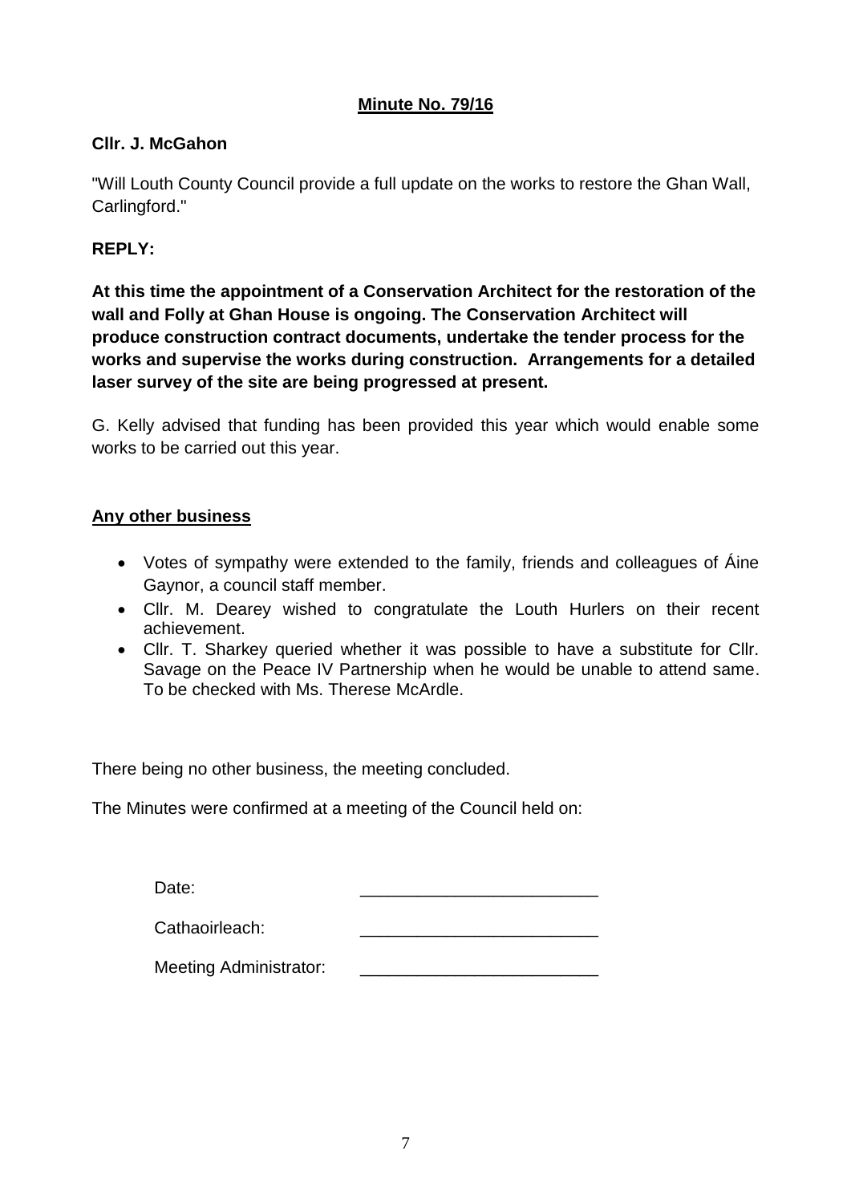**Minute No. 79/16**

**Cllr. J. McGahon**

"Will Louth County Council provide a full update on the works to restore the Ghan Wall, Carlingford."

**REPLY:**

**At this time the appointment of a Conservation Architect for the restoration of the wall and Folly at Ghan House is ongoing. The Conservation Architect will produce construction contract documents, undertake the tender process for the works and supervise the works during construction. Arrangements for a detailed laser survey of the site are being progressed at present.**

G. Kelly advised that funding has been provided this year which would enable some works to be carried out this year.

**Any other business**

- Votes of sympathy were extended to the family, friends and colleagues of Áine Gaynor, a council staff member.
- Cllr. M. Dearey wished to congratulate the Louth Hurlers on their recent achievement.
- Cllr. T. Sharkey queried whether it was possible to have a substitute for Cllr. Savage on the Peace IV Partnership when he would be unable to attend same. To be checked with Ms. Therese McArdle.

There being no other business, the meeting concluded.

The Minutes were confirmed at a meeting of the Council held on:

Date: _________________________

Cathaoirleach: _________________________

Meeting Administrator: _________________________